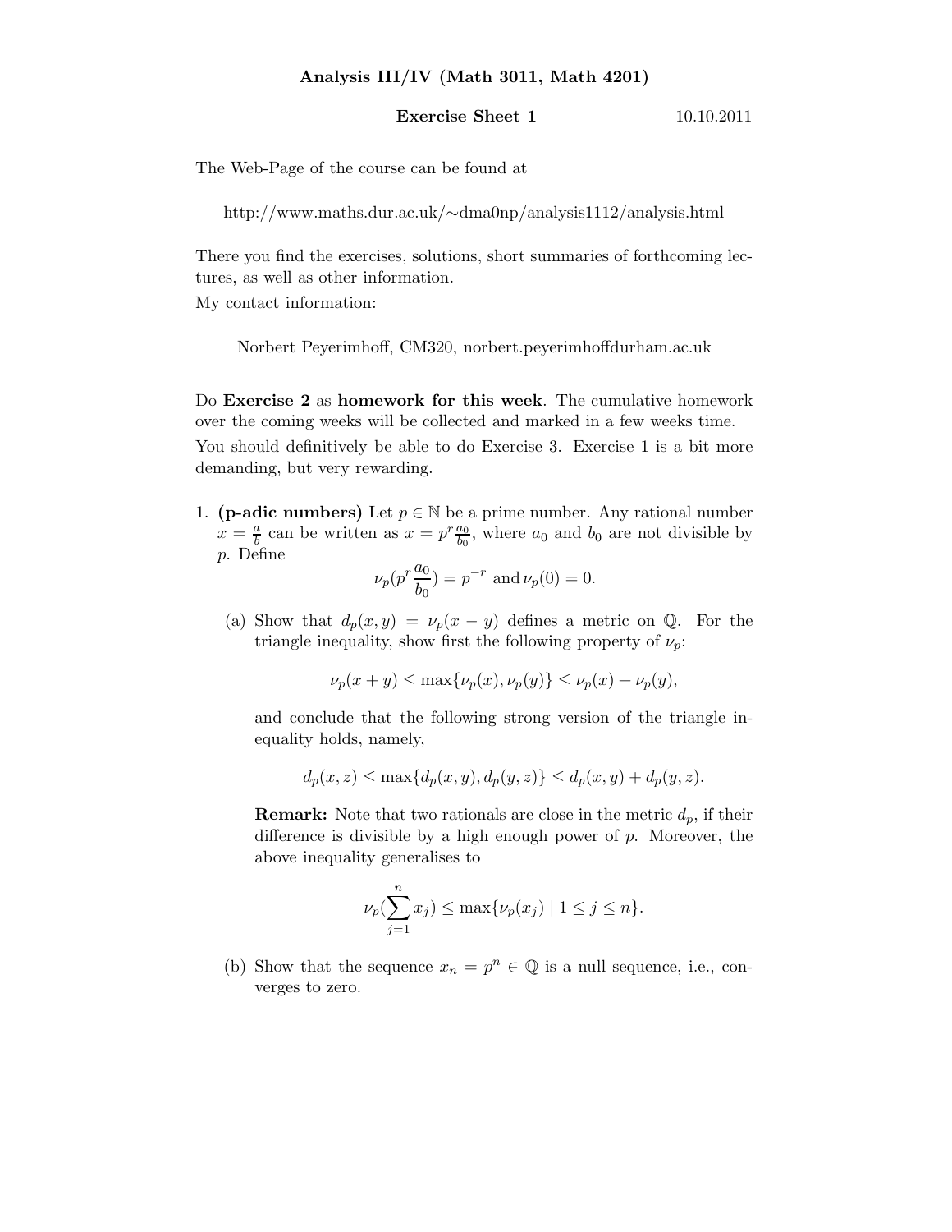**Analysis III/IV (Math 3011, Math 4201)**

**Exercise Sheet 1** 10.10.2011

The Web-Page of the course can be found at

http://www.maths.dur.ac.uk/∼dma0np/analysis1112/analysis.html

There you find the exercises, solutions, short summaries of forthcoming lectures, as well as other information.

My contact information:

Norbert Peyerimhoff, CM320, norbert.peyerimhoffdurham.ac.uk

Do **Exercise 2** as **homework for this week**. The cumulative homework over the coming weeks will be collected and marked in a few weeks time.

You should definitively be able to do Exercise 3. Exercise 1 is a bit more demanding, but very rewarding.

1. **(p-adic numbers)** Let $p \in \mathbb{N}$ be a prime number. Any rational number $x = \frac{a}{b}$ can be written as $x = p^r \frac{a_0}{b_0}$, where $a_0$ and $b_0$ are not divisible by $p$. Define

$$\nu_p(p^r \frac{a_0}{b_0}) = p^{-r} \text{ and } \nu_p(0) = 0.$$

   (a) Show that $d_p(x, y) = \nu_p(x - y)$ defines a metric on $\mathbb{Q}$. For the triangle inequality, show first the following property of $\nu_p$:

$$\nu_p(x + y) \leq \max\{\nu_p(x), \nu_p(y)\} \leq \nu_p(x) + \nu_p(y),$$

   and conclude that the following strong version of the triangle inequality holds, namely,

$$d_p(x, z) \leq \max\{d_p(x, y), d_p(y, z)\} \leq d_p(x, y) + d_p(y, z).$$

   **Remark:** Note that two rationals are close in the metric $d_p$, if their difference is divisible by a high enough power of $p$. Moreover, the above inequality generalises to

$$\nu_p(\sum_{j=1}^{n} x_j) \leq \max\{\nu_p(x_j) \mid 1 \leq j \leq n\}.$$

   (b) Show that the sequence $x_n = p^n \in \mathbb{Q}$ is a null sequence, i.e., converges to zero.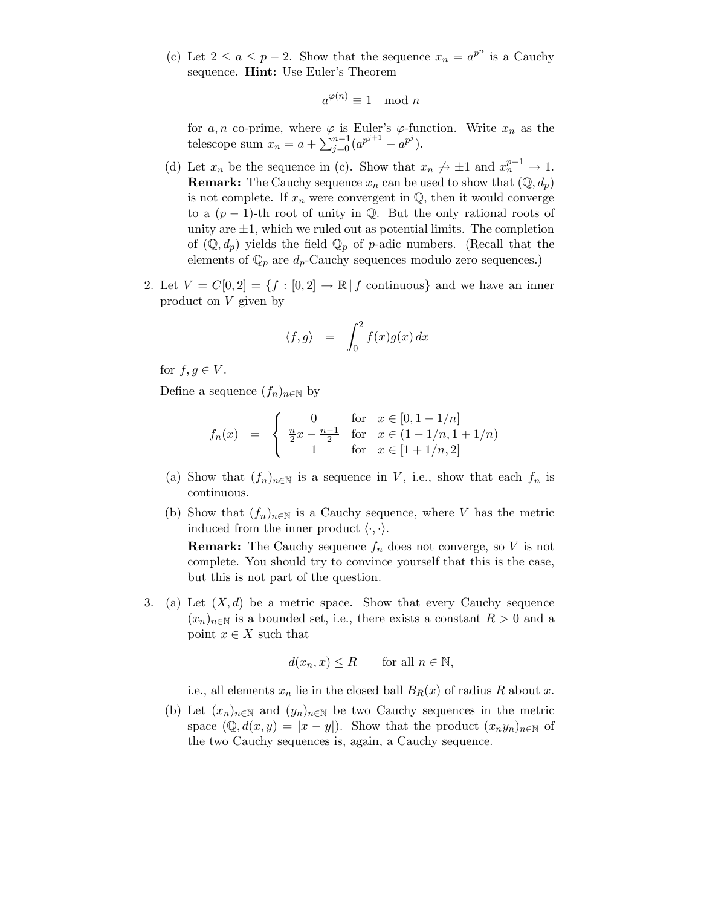(c) Let $2 \leq a \leq p-2$. Show that the sequence $x_n = a^{p^n}$ is a Cauchy sequence. **Hint:** Use Euler's Theorem

$$a^{\varphi(n)} \equiv 1 \mod n$$

for $a, n$ co-prime, where $\varphi$ is Euler's $\varphi$-function. Write $x_n$ as the telescope sum $x_n = a + \sum_{j=0}^{n-1}(a^{p^{j+1}} - a^{p^j})$.

(d) Let $x_n$ be the sequence in (c). Show that $x_n \not\to \pm 1$ and $x_n^{p-1} \to 1$.
**Remark:** The Cauchy sequence $x_n$ can be used to show that $(\mathbb{Q}, d_p)$ is not complete. If $x_n$ were convergent in $\mathbb{Q}$, then it would converge to a $(p-1)$-th root of unity in $\mathbb{Q}$. But the only rational roots of unity are $\pm 1$, which we ruled out as potential limits. The completion of $(\mathbb{Q}, d_p)$ yields the field $\mathbb{Q}_p$ of $p$-adic numbers. (Recall that the elements of $\mathbb{Q}_p$ are $d_p$-Cauchy sequences modulo zero sequences.)

2. Let $V = C[0,2] = \{f : [0,2] \to \mathbb{R} \mid f \text{ continuous}\}$ and we have an inner product on $V$ given by

$$\langle f, g \rangle \quad = \quad \int_0^2 f(x)g(x)\,dx$$

for $f, g \in V$.

Define a sequence $(f_n)_{n\in\mathbb{N}}$ by

$$f_n(x) \quad = \quad \begin{cases} 0 & \text{for} \quad x \in [0, 1-1/n] \\ \frac{n}{2}x - \frac{n-1}{2} & \text{for} \quad x \in (1-1/n, 1+1/n) \\ 1 & \text{for} \quad x \in [1+1/n, 2] \end{cases}$$

(a) Show that $(f_n)_{n\in\mathbb{N}}$ is a sequence in $V$, i.e., show that each $f_n$ is continuous.

(b) Show that $(f_n)_{n\in\mathbb{N}}$ is a Cauchy sequence, where $V$ has the metric induced from the inner product $\langle \cdot, \cdot \rangle$.
**Remark:** The Cauchy sequence $f_n$ does not converge, so $V$ is not complete. You should try to convince yourself that this is the case, but this is not part of the question.

3. (a) Let $(X, d)$ be a metric space. Show that every Cauchy sequence $(x_n)_{n\in\mathbb{N}}$ is a bounded set, i.e., there exists a constant $R > 0$ and a point $x \in X$ such that

$$d(x_n, x) \leq R \qquad \text{for all } n \in \mathbb{N},$$

i.e., all elements $x_n$ lie in the closed ball $B_R(x)$ of radius $R$ about $x$.

(b) Let $(x_n)_{n\in\mathbb{N}}$ and $(y_n)_{n\in\mathbb{N}}$ be two Cauchy sequences in the metric space $(\mathbb{Q}, d(x,y) = |x-y|)$. Show that the product $(x_n y_n)_{n\in\mathbb{N}}$ of the two Cauchy sequences is, again, a Cauchy sequence.